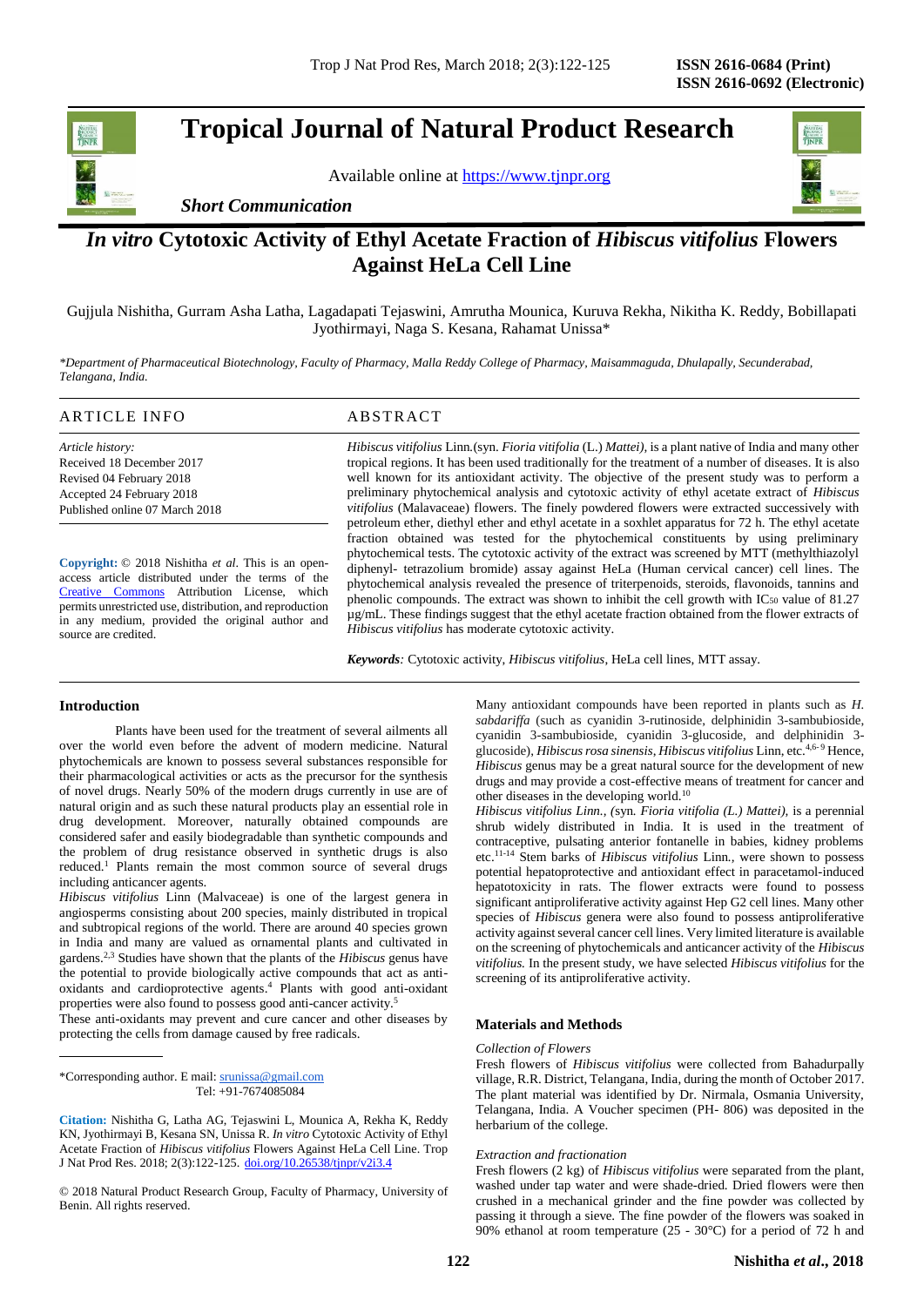# Tropical Journal of Natural Product Research

Available online at https://www.tjnpr.org

*Short Communication*

# *In vitro* Cytotoxic Activity of Ethyl Acetate Fraction of *Hibiscus vitifolius* Flowers Against HeLa Cell Line

Gujjula Nishitha, Gurram Asha Latha, Lagadapati Tejaswini, Amrutha Mounica, Kuruva Rekha, Nikitha K. Reddy, Bobillapati Jyothirmayi, Naga S. Kesana, Rahamat Unissa*

*\*Department of Pharmaceutical Biotechnology, Faculty of Pharmacy, Malla Reddy College of Pharmacy, Maisammaguda, Dhulapally, Secunderabad, Telangana, India.*

## ARTICLE INFO

*Article history:*
Received 18 December 2017
Revised 04 February 2018
Accepted 24 February 2018
Published online 07 March 2018

**Copyright:** © 2018 Nishitha *et al*. This is an open-access article distributed under the terms of the Creative Commons Attribution License, which permits unrestricted use, distribution, and reproduction in any medium, provided the original author and source are credited.

## ABSTRACT

*Hibiscus vitifolius* Linn.(syn. *Fioria vitifolia* (L.) *Mattei)*, is a plant native of India and many other tropical regions. It has been used traditionally for the treatment of a number of diseases. It is also well known for its antioxidant activity. The objective of the present study was to perform a preliminary phytochemical analysis and cytotoxic activity of ethyl acetate extract of *Hibiscus vitifolius* (Malavaceae) flowers. The finely powdered flowers were extracted successively with petroleum ether, diethyl ether and ethyl acetate in a soxhlet apparatus for 72 h. The ethyl acetate fraction obtained was tested for the phytochemical constituents by using preliminary phytochemical tests. The cytotoxic activity of the extract was screened by MTT (methylthiazolyl diphenyl- tetrazolium bromide) assay against HeLa (Human cervical cancer) cell lines. The phytochemical analysis revealed the presence of triterpenoids, steroids, flavonoids, tannins and phenolic compounds. The extract was shown to inhibit the cell growth with $IC_{50}$ value of 81.27 µg/mL. These findings suggest that the ethyl acetate fraction obtained from the flower extracts of *Hibiscus vitifolius* has moderate cytotoxic activity.

***Keywords****:* Cytotoxic activity, *Hibiscus vitifolius,* HeLa cell lines, MTT assay.

## Introduction

Plants have been used for the treatment of several ailments all over the world even before the advent of modern medicine. Natural phytochemicals are known to possess several substances responsible for their pharmacological activities or acts as the precursor for the synthesis of novel drugs. Nearly 50% of the modern drugs currently in use are of natural origin and as such these natural products play an essential role in drug development. Moreover, naturally obtained compounds are considered safer and easily biodegradable than synthetic compounds and the problem of drug resistance observed in synthetic drugs is also reduced.[1] Plants remain the most common source of several drugs including anticancer agents.

*Hibiscus vitifolius* Linn (Malvaceae) is one of the largest genera in angiosperms consisting about 200 species, mainly distributed in tropical and subtropical regions of the world. There are around 40 species grown in India and many are valued as ornamental plants and cultivated in gardens.[2,3] Studies have shown that the plants of the *Hibiscus* genus have the potential to provide biologically active compounds that act as anti-oxidants and cardioprotective agents.[4] Plants with good anti-oxidant properties were also found to possess good anti-cancer activity.[5]

These anti-oxidants may prevent and cure cancer and other diseases by protecting the cells from damage caused by free radicals.

Many antioxidant compounds have been reported in plants such as *H. sabdariffa* (such as cyanidin 3-rutinoside, delphinidin 3-sambubioside, cyanidin 3-sambubioside, cyanidin 3-glucoside, and delphinidin 3-glucoside), *Hibiscus rosa sinensis, Hibiscus vitifolius* Linn, etc.[4,6-9] Hence, *Hibiscus* genus may be a great natural source for the development of new drugs and may provide a cost-effective means of treatment for cancer and other diseases in the developing world.[10]

*Hibiscus vitifolius Linn., (*syn. *Fioria vitifolia (L.) Mattei),* is a perennial shrub widely distributed in India. It is used in the treatment of contraceptive, pulsating anterior fontanelle in babies, kidney problems etc.[11-14] Stem barks of *Hibiscus vitifolius* Linn., were shown to possess potential hepatoprotective and antioxidant effect in paracetamol-induced hepatotoxicity in rats. The flower extracts were found to possess significant antiproliferative activity against Hep G2 cell lines. Many other species of *Hibiscus* genera were also found to possess antiproliferative activity against several cancer cell lines. Very limited literature is available on the screening of phytochemicals and anticancer activity of the *Hibiscus vitifolius.* In the present study, we have selected *Hibiscus vitifolius* for the screening of its antiproliferative activity.

## Materials and Methods

*Collection of Flowers*

Fresh flowers of *Hibiscus vitifolius* were collected from Bahadurpally village, R.R. District, Telangana, India, during the month of October 2017. The plant material was identified by Dr. Nirmala, Osmania University, Telangana, India. A Voucher specimen (PH- 806) was deposited in the herbarium of the college.

*Extraction and fractionation*

Fresh flowers (2 kg) of *Hibiscus vitifolius* were separated from the plant, washed under tap water and were shade-dried. Dried flowers were then crushed in a mechanical grinder and the fine powder was collected by passing it through a sieve. The fine powder of the flowers was soaked in 90% ethanol at room temperature (25 - 30°C) for a period of 72 h and

---

\*Corresponding author. E mail: srunissa@gmail.com
Tel: +91-7674085084

**Citation:** Nishitha G, Latha AG, Tejaswini L, Mounica A, Rekha K, Reddy KN, Jyothirmayi B, Kesana SN, Unissa R. *In vitro* Cytotoxic Activity of Ethyl Acetate Fraction of *Hibiscus vitifolius* Flowers Against HeLa Cell Line. Trop J Nat Prod Res. 2018; 2(3):122-125. doi.org/10.26538/tjnpr/v2i3.4

© 2018 Natural Product Research Group, Faculty of Pharmacy, University of Benin. All rights reserved.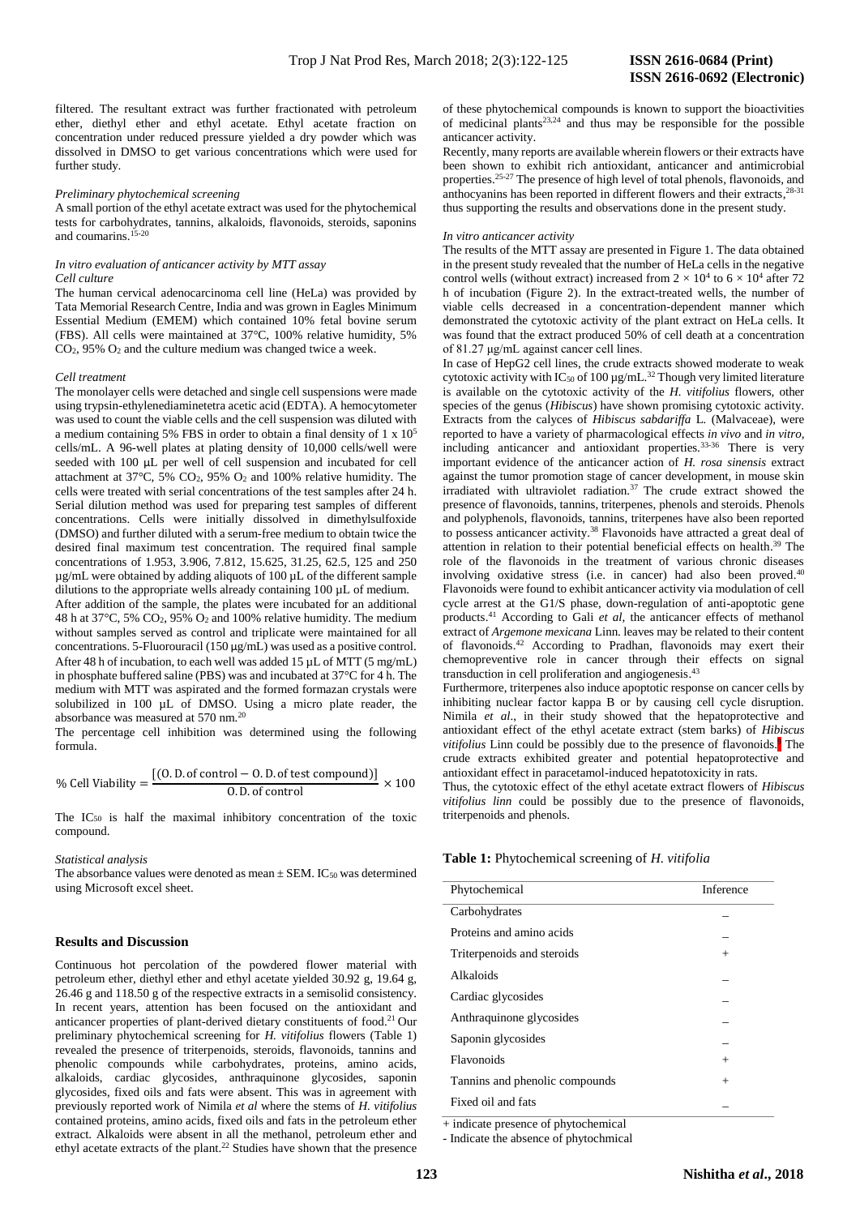filtered. The resultant extract was further fractionated with petroleum ether, diethyl ether and ethyl acetate. Ethyl acetate fraction on concentration under reduced pressure yielded a dry powder which was dissolved in DMSO to get various concentrations which were used for further study.

*Preliminary phytochemical screening*

A small portion of the ethyl acetate extract was used for the phytochemical tests for carbohydrates, tannins, alkaloids, flavonoids, steroids, saponins and coumarins.[15-20]

*In vitro evaluation of anticancer activity by MTT assay*

*Cell culture*

The human cervical adenocarcinoma cell line (HeLa) was provided by Tata Memorial Research Centre, India and was grown in Eagles Minimum Essential Medium (EMEM) which contained 10% fetal bovine serum (FBS). All cells were maintained at 37°C, 100% relative humidity, 5% $CO_2$, 95% $O_2$ and the culture medium was changed twice a week.

*Cell treatment*

The monolayer cells were detached and single cell suspensions were made using trypsin-ethylenediaminetetra acetic acid (EDTA). A hemocytometer was used to count the viable cells and the cell suspension was diluted with a medium containing 5% FBS in order to obtain a final density of $1 \times 10^5$ cells/mL. A 96-well plates at plating density of 10,000 cells/well were seeded with 100 µL per well of cell suspension and incubated for cell attachment at 37°C, 5% $CO_2$, 95% $O_2$ and 100% relative humidity. The cells were treated with serial concentrations of the test samples after 24 h. Serial dilution method was used for preparing test samples of different concentrations. Cells were initially dissolved in dimethylsulfoxide (DMSO) and further diluted with a serum-free medium to obtain twice the desired final maximum test concentration. The required final sample concentrations of 1.953, 3.906, 7.812, 15.625, 31.25, 62.5, 125 and 250 µg/mL were obtained by adding aliquots of 100 µL of the different sample dilutions to the appropriate wells already containing 100 µL of medium.

After addition of the sample, the plates were incubated for an additional 48 h at 37°C, 5% $CO_2$, 95% $O_2$ and 100% relative humidity. The medium without samples served as control and triplicate were maintained for all concentrations. 5-Fluorouracil (150 µg/mL) was used as a positive control. After 48 h of incubation, to each well was added 15 µL of MTT (5 mg/mL) in phosphate buffered saline (PBS) and was incubated at 37°C for 4 h. The medium with MTT was aspirated and the formed formazan crystals were solubilized in 100 µL of DMSO. Using a micro plate reader, the absorbance was measured at 570 nm.[20]

The percentage cell inhibition was determined using the following formula.

$$\% \text{ Cell Viability} = \frac{[(\text{O.D. of control} - \text{O.D. of test compound})]}{\text{O.D. of control}} \times 100$$

The $IC_{50}$ is half the maximal inhibitory concentration of the toxic compound.

*Statistical analysis*

The absorbance values were denoted as mean ± SEM. $IC_{50}$ was determined using Microsoft excel sheet.

## Results and Discussion

Continuous hot percolation of the powdered flower material with petroleum ether, diethyl ether and ethyl acetate yielded 30.92 g, 19.64 g, 26.46 g and 118.50 g of the respective extracts in a semisolid consistency. In recent years, attention has been focused on the antioxidant and anticancer properties of plant-derived dietary constituents of food.[21] Our preliminary phytochemical screening for *H. vitifolius* flowers (Table 1) revealed the presence of triterpenoids, steroids, flavonoids, tannins and phenolic compounds while carbohydrates, proteins, amino acids, alkaloids, cardiac glycosides, anthraquinone glycosides, saponin glycosides, fixed oils and fats were absent. This was in agreement with previously reported work of Nimila *et al* where the stems of *H. vitifolius* contained proteins, amino acids, fixed oils and fats in the petroleum ether extract. Alkaloids were absent in all the methanol, petroleum ether and ethyl acetate extracts of the plant.[22] Studies have shown that the presence of these phytochemical compounds is known to support the bioactivities of medicinal plants[23,24] and thus may be responsible for the possible anticancer activity.

Recently, many reports are available wherein flowers or their extracts have been shown to exhibit rich antioxidant, anticancer and antimicrobial properties.[25-27] The presence of high level of total phenols, flavonoids, and anthocyanins has been reported in different flowers and their extracts,[28-31] thus supporting the results and observations done in the present study.

*In vitro anticancer activity*

The results of the MTT assay are presented in Figure 1. The data obtained in the present study revealed that the number of HeLa cells in the negative control wells (without extract) increased from $2 \times 10^4$ to $6 \times 10^4$ after 72 h of incubation (Figure 2). In the extract-treated wells, the number of viable cells decreased in a concentration-dependent manner which demonstrated the cytotoxic activity of the plant extract on HeLa cells. It was found that the extract produced 50% of cell death at a concentration of 81.27 µg/mL against cancer cell lines.

In case of HepG2 cell lines, the crude extracts showed moderate to weak cytotoxic activity with $IC_{50}$ of 100 µg/mL.[32] Though very limited literature is available on the cytotoxic activity of the *H. vitifolius* flowers, other species of the genus (*Hibiscus*) have shown promising cytotoxic activity. Extracts from the calyces of *Hibiscus sabdariffa* L. (Malvaceae), were reported to have a variety of pharmacological effects *in vivo* and *in vitro*, including anticancer and antioxidant properties.[33-36] There is very important evidence of the anticancer action of *H. rosa sinensis* extract against the tumor promotion stage of cancer development, in mouse skin irradiated with ultraviolet radiation.[37] The crude extract showed the presence of flavonoids, tannins, triterpenes, phenols and steroids. Phenols and polyphenols, flavonoids, tannins, triterpenes have also been reported to possess anticancer activity.[38] Flavonoids have attracted a great deal of attention in relation to their potential beneficial effects on health.[39] The role of the flavonoids in the treatment of various chronic diseases involving oxidative stress (i.e. in cancer) had also been proved.[40] Flavonoids were found to exhibit anticancer activity via modulation of cell cycle arrest at the G1/S phase, down-regulation of anti-apoptotic gene products.[41] According to Gali *et al*, the anticancer effects of methanol extract of *Argemone mexicana* Linn. leaves may be related to their content of flavonoids.[42] According to Pradhan, flavonoids may exert their chemopreventive role in cancer through their effects on signal transduction in cell proliferation and angiogenesis.[43]

Furthermore, triterpenes also induce apoptotic response on cancer cells by inhibiting nuclear factor kappa B or by causing cell cycle disruption. Nimila *et al*., in their study showed that the hepatoprotective and antioxidant effect of the ethyl acetate extract (stem barks) of *Hibiscus vitifolius* Linn could be possibly due to the presence of flavonoids. The crude extracts exhibited greater and potential hepatoprotective and antioxidant effect in paracetamol-induced hepatotoxicity in rats.

Thus, the cytotoxic effect of the ethyl acetate extract flowers of *Hibiscus vitifolius linn* could be possibly due to the presence of flavonoids, triterpenoids and phenols.

**Table 1:** Phytochemical screening of *H. vitifolia*

| Phytochemical | Inference |
|---|---|
| Carbohydrates | – |
| Proteins and amino acids | – |
| Triterpenoids and steroids | + |
| Alkaloids | – |
| Cardiac glycosides | – |
| Anthraquinone glycosides | – |
| Saponin glycosides | – |
| Flavonoids | + |
| Tannins and phenolic compounds | + |
| Fixed oil and fats | – |

+ indicate presence of phytochemical

- Indicate the absence of phytochmical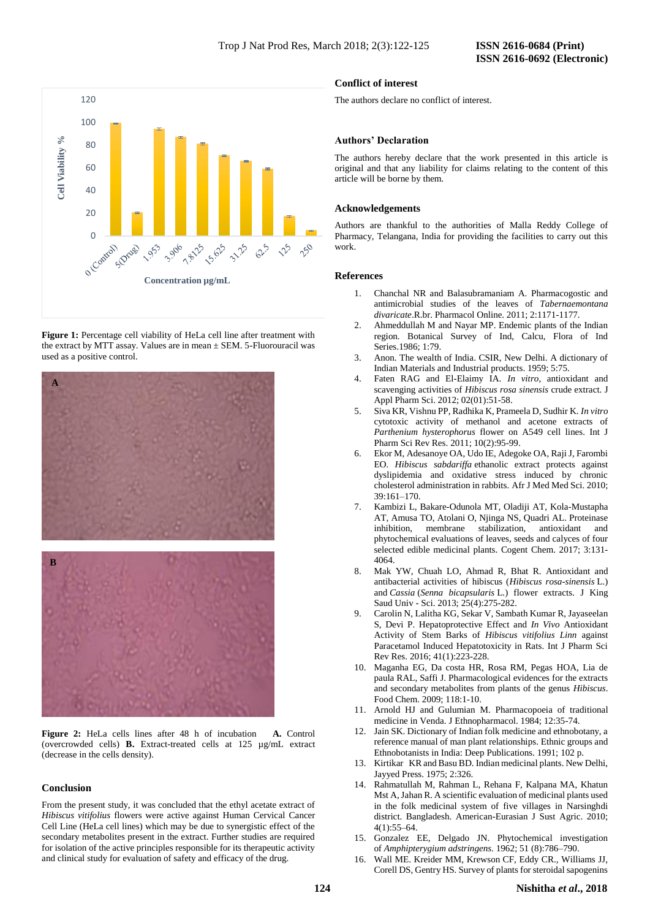Figure 1: Percentage cell viability of HeLa cell line after treatment with the extract by MTT assay. Values are in mean ± SEM. 5-Fluorouracil was used as a positive control.

**Figure 2:** HeLa cells lines after 48 h of incubation **A.** Control (overcrowded cells) **B.** Extract-treated cells at 125 µg/mL extract (decrease in the cells density).

## Conclusion

From the present study, it was concluded that the ethyl acetate extract of *Hibiscus vitifolius* flowers were active against Human Cervical Cancer Cell Line (HeLa cell lines) which may be due to synergistic effect of the secondary metabolites present in the extract. Further studies are required for isolation of the active principles responsible for its therapeutic activity and clinical study for evaluation of safety and efficacy of the drug.

## Conflict of interest

The authors declare no conflict of interest.

## Authors' Declaration

The authors hereby declare that the work presented in this article is original and that any liability for claims relating to the content of this article will be borne by them.

## Acknowledgements

Authors are thankful to the authorities of Malla Reddy College of Pharmacy, Telangana, India for providing the facilities to carry out this work.

## References

1. Chanchal NR and Balasubramaniam A. Pharmacogostic and antimicrobial studies of the leaves of *Tabernaemontana divaricate*.R.br. Pharmacol Online. 2011; 2:1171-1177.
2. Ahmeddullah M and Nayar MP. Endemic plants of the Indian region. Botanical Survey of Ind, Calcu, Flora of Ind Series.1986; 1:79.
3. Anon. The wealth of India. CSIR, New Delhi. A dictionary of Indian Materials and Industrial products. 1959; 5:75.
4. Faten RAG and El-Elaimy IA. *In vitro*, antioxidant and scavenging activities of *Hibiscus rosa sinensis* crude extract. J Appl Pharm Sci. 2012; 02(01):51-58.
5. Siva KR, Vishnu PP, Radhika K, Prameela D, Sudhir K. *In vitro* cytotoxic activity of methanol and acetone extracts of *Parthenium hysterophorus* flower on A549 cell lines. Int J Pharm Sci Rev Res. 2011; 10(2):95-99.
6. Ekor M, Adesanoye OA, Udo IE, Adegoke OA, Raji J, Farombi EO. *Hibiscus sabdariffa* ethanolic extract protects against dyslipidemia and oxidative stress induced by chronic cholesterol administration in rabbits. Afr J Med Med Sci. 2010; 39:161–170.
7. Kambizi L, Bakare-Odunola MT, Oladiji AT, Kola-Mustapha AT, Amusa TO, Atolani O, Njinga NS, Quadri AL. Proteinase inhibition, membrane stabilization, antioxidant and phytochemical evaluations of leaves, seeds and calyces of four selected edible medicinal plants. Cogent Chem. 2017; 3:131-4064.
8. Mak YW, Chuah LO, Ahmad R, Bhat R. Antioxidant and antibacterial activities of hibiscus (*Hibiscus rosa-sinensis* L.) and *Cassia* (*Senna bicapsularis* L.) flower extracts. J King Saud Univ - Sci. 2013; 25(4):275-282.
9. Carolin N, Lalitha KG, Sekar V, Sambath Kumar R, Jayaseelan S, Devi P. Hepatoprotective Effect and *In Vivo* Antioxidant Activity of Stem Barks of *Hibiscus vitifolius Linn* against Paracetamol Induced Hepatotoxicity in Rats. Int J Pharm Sci Rev Res. 2016; 41(1):223-228.
10. Maganha EG, Da costa HR, Rosa RM, Pegas HOA, Lia de paula RAL, Saffi J. Pharmacological evidences for the extracts and secondary metabolites from plants of the genus *Hibiscus*. Food Chem. 2009; 118:1-10.
11. Arnold HJ and Gulumian M. Pharmacopoeia of traditional medicine in Venda. J Ethnopharmacol. 1984; 12:35-74.
12. Jain SK. Dictionary of Indian folk medicine and ethnobotany, a reference manual of man plant relationships. Ethnic groups and Ethnobotanists in India: Deep Publications. 1991; 102 p.
13. Kirtikar KR and Basu BD. Indian medicinal plants. New Delhi, Jayyed Press. 1975; 2:326.
14. Rahmatullah M, Rahman L, Rehana F, Kalpana MA, Khatun Mst A, Jahan R. A scientific evaluation of medicinal plants used in the folk medicinal system of five villages in Narsinghdi district. Bangladesh. American-Eurasian J Sust Agric. 2010; 4(1):55–64.
15. Gonzalez EE, Delgado JN. Phytochemical investigation of *Amphipterygium adstringens.* 1962; 51 (8):786–790.
16. Wall ME. Kreider MM, Krewson CF, Eddy CR., Williams JJ, Corell DS, Gentry HS. Survey of plants for steroidal sapogenins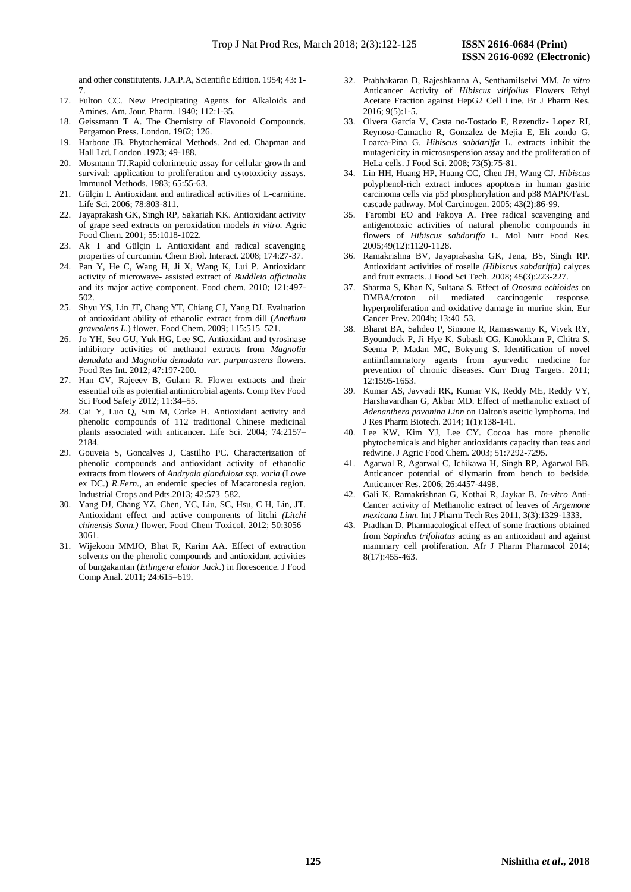and other constitutents. J.A.P.A, Scientific Edition. 1954; 43: 1-7.

17. Fulton CC. New Precipitating Agents for Alkaloids and Amines. Am. Jour. Pharm. 1940; 112:1-35.
18. Geissmann T A. The Chemistry of Flavonoid Compounds. Pergamon Press. London. 1962; 126.
19. Harbone JB. Phytochemical Methods. 2nd ed. Chapman and Hall Ltd. London .1973; 49-188.
20. Mosmann TJ.Rapid colorimetric assay for cellular growth and survival: application to proliferation and cytotoxicity assays. Immunol Methods. 1983; 65:55-63.
21. Gülçin I. Antioxidant and antiradical activities of L-carnitine. Life Sci. 2006; 78:803-811.
22. Jayaprakash GK, Singh RP, Sakariah KK. Antioxidant activity of grape seed extracts on peroxidation models *in vitro*. Agric Food Chem. 2001; 55:1018-1022.
23. Ak T and Gülçin I. Antioxidant and radical scavenging properties of curcumin. Chem Biol. Interact. 2008; 174:27-37.
24. Pan Y, He C, Wang H, Ji X, Wang K, Lui P. Antioxidant activity of microwave- assisted extract of *Buddleia officinalis* and its major active component. Food chem. 2010; 121:497-502.
25. Shyu YS, Lin JT, Chang YT, Chiang CJ, Yang DJ. Evaluation of antioxidant ability of ethanolic extract from dill (*Anethum graveolens L*.) flower. Food Chem. 2009; 115:515–521.
26. Jo YH, Seo GU, Yuk HG, Lee SC. Antioxidant and tyrosinase inhibitory activities of methanol extracts from *Magnolia denudata* and *Magnolia denudata var. purpurascens* flowers. Food Res Int. 2012; 47:197-200.
27. Han CV, Rajeeev B, Gulam R. Flower extracts and their essential oils as potential antimicrobial agents. Comp Rev Food Sci Food Safety 2012; 11:34–55.
28. Cai Y, Luo Q, Sun M, Corke H. Antioxidant activity and phenolic compounds of 112 traditional Chinese medicinal plants associated with anticancer. Life Sci. 2004; 74:2157–2184.
29. Gouveia S, Goncalves J, Castilho PC. Characterization of phenolic compounds and antioxidant activity of ethanolic extracts from flowers of *Andryala glandulosa ssp. varia* (Lowe ex DC.) *R.Fern.*, an endemic species of Macaronesia region. Industrial Crops and Pdts.2013; 42:573–582.
30. Yang DJ, Chang YZ, Chen, YC, Liu, SC, Hsu, C H, Lin, JT. Antioxidant effect and active components of litchi *(Litchi chinensis Sonn.)* flower. Food Chem Toxicol. 2012; 50:3056–3061.
31. Wijekoon MMJO, Bhat R, Karim AA. Effect of extraction solvents on the phenolic compounds and antioxidant activities of bungakantan (*Etlingera elatior Jack*.) in florescence. J Food Comp Anal. 2011; 24:615–619.
32. Prabhakaran D, Rajeshkanna A, Senthamilselvi MM. *In vitro* Anticancer Activity of *Hibiscus vitifolius* Flowers Ethyl Acetate Fraction against HepG2 Cell Line. Br J Pharm Res. 2016; 9(5):1-5.
33. Olvera García V, Casta no-Tostado E, Rezendiz- Lopez RI, Reynoso-Camacho R, Gonzalez de Mejia E, Eli zondo G, Loarca-Pina G. *Hibiscus sabdariffa* L. extracts inhibit the mutagenicity in microsuspension assay and the proliferation of HeLa cells. J Food Sci. 2008; 73(5):75-81.
34. Lin HH, Huang HP, Huang CC, Chen JH, Wang CJ. *Hibiscus* polyphenol-rich extract induces apoptosis in human gastric carcinoma cells via p53 phosphorylation and p38 MAPK/FasL cascade pathway. Mol Carcinogen. 2005; 43(2):86-99.
35. Farombi EO and Fakoya A. Free radical scavenging and antigenotoxic activities of natural phenolic compounds in flowers of *Hibiscus sabdariffa* L. Mol Nutr Food Res. 2005;49(12):1120-1128.
36. Ramakrishna BV, Jayaprakasha GK, Jena, BS, Singh RP. Antioxidant activities of roselle *(Hibiscus sabdariffa)* calyces and fruit extracts. J Food Sci Tech. 2008; 45(3):223-227.
37. Sharma S, Khan N, Sultana S. Effect of *Onosma echioides* on DMBA/croton oil mediated carcinogenic response, hyperproliferation and oxidative damage in murine skin. Eur Cancer Prev. 2004b; 13:40–53.
38. Bharat BA, Sahdeo P, Simone R, Ramaswamy K, Vivek RY, Byounduck P, Ji Hye K, Subash CG, Kanokkarn P, Chitra S, Seema P, Madan MC, Bokyung S. Identification of novel antiinflammatory agents from ayurvedic medicine for prevention of chronic diseases. Curr Drug Targets. 2011; 12:1595-1653.
39. Kumar AS, Javvadi RK, Kumar VK, Reddy ME, Reddy VY, Harshavardhan G, Akbar MD. Effect of methanolic extract of *Adenanthera pavonina Linn* on Dalton's ascitic lymphoma. Ind J Res Pharm Biotech. 2014; 1(1):138-141.
40. Lee KW, Kim YJ, Lee CY. Cocoa has more phenolic phytochemicals and higher antioxidants capacity than teas and redwine. J Agric Food Chem. 2003; 51:7292-7295.
41. Agarwal R, Agarwal C, Ichikawa H, Singh RP, Agarwal BB. Anticancer potential of silymarin from bench to bedside. Anticancer Res. 2006; 26:4457-4498.
42. Gali K, Ramakrishnan G, Kothai R, Jaykar B. *In-vitro* Anti-Cancer activity of Methanolic extract of leaves of *Argemone mexicana Linn.* Int J Pharm Tech Res 2011, 3(3):1329-1333.
43. Pradhan D. Pharmacological effect of some fractions obtained from *Sapindus trifoliatus* acting as an antioxidant and against mammary cell proliferation. Afr J Pharm Pharmacol 2014; 8(17):455-463.